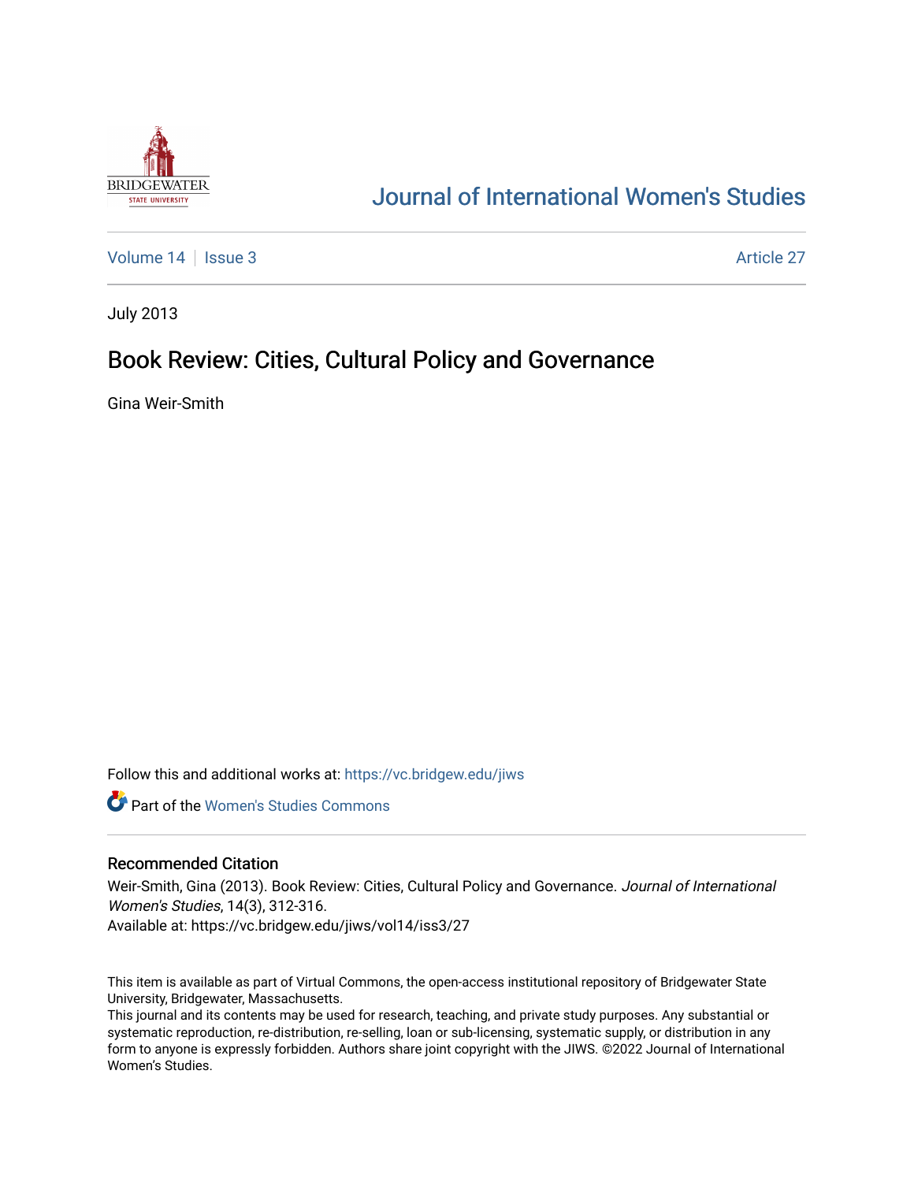# Journal of International Women's Studies

Volume 14 | Issue 3 | Article 27

July 2013

## Book Review: Cities, Cultural Policy and Governance

Gina Weir-Smith

Follow this and additional works at: https://vc.bridgew.edu/jiws

Part of the Women's Studies Commons

### Recommended Citation

Weir-Smith, Gina (2013). Book Review: Cities, Cultural Policy and Governance. *Journal of International Women's Studies*, 14(3), 312-316.
Available at: https://vc.bridgew.edu/jiws/vol14/iss3/27

This item is available as part of Virtual Commons, the open-access institutional repository of Bridgewater State University, Bridgewater, Massachusetts.
This journal and its contents may be used for research, teaching, and private study purposes. Any substantial or systematic reproduction, re-distribution, re-selling, loan or sub-licensing, systematic supply, or distribution in any form to anyone is expressly forbidden. Authors share joint copyright with the JIWS. ©2022 Journal of International Women's Studies.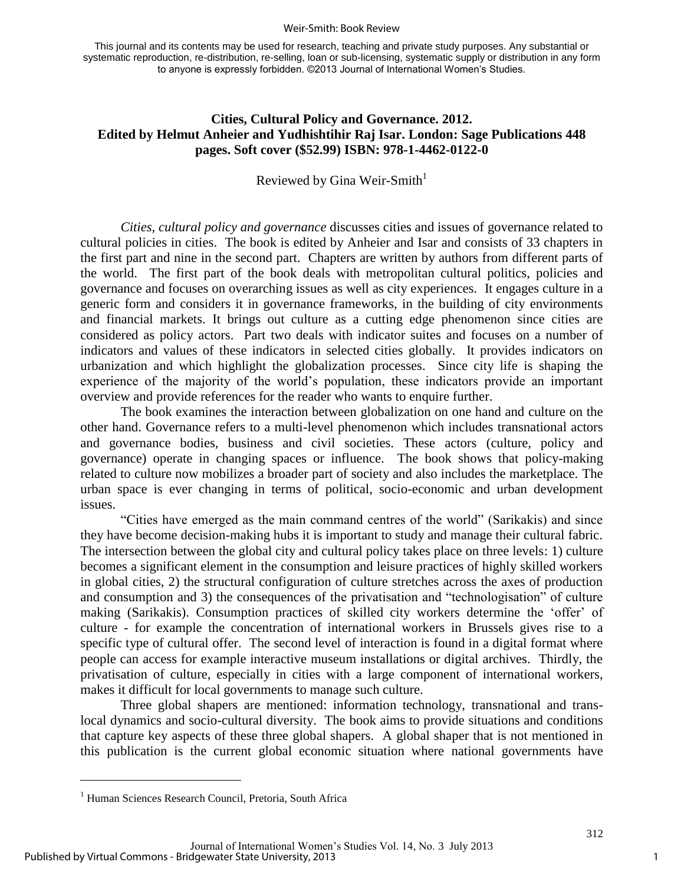This journal and its contents may be used for research, teaching and private study purposes. Any substantial or systematic reproduction, re-distribution, re-selling, loan or sub-licensing, systematic supply or distribution in any form to anyone is expressly forbidden. ©2013 Journal of International Women's Studies.

**Cities, Cultural Policy and Governance. 2012.**
**Edited by Helmut Anheier and Yudhishtihir Raj Isar. London: Sage Publications 448 pages. Soft cover ($52.99) ISBN: 978-1-4462-0122-0**

Reviewed by Gina Weir-Smith[1]

*Cities, cultural policy and governance* discusses cities and issues of governance related to cultural policies in cities. The book is edited by Anheier and Isar and consists of 33 chapters in the first part and nine in the second part. Chapters are written by authors from different parts of the world. The first part of the book deals with metropolitan cultural politics, policies and governance and focuses on overarching issues as well as city experiences. It engages culture in a generic form and considers it in governance frameworks, in the building of city environments and financial markets. It brings out culture as a cutting edge phenomenon since cities are considered as policy actors. Part two deals with indicator suites and focuses on a number of indicators and values of these indicators in selected cities globally. It provides indicators on urbanization and which highlight the globalization processes. Since city life is shaping the experience of the majority of the world's population, these indicators provide an important overview and provide references for the reader who wants to enquire further.

The book examines the interaction between globalization on one hand and culture on the other hand. Governance refers to a multi-level phenomenon which includes transnational actors and governance bodies, business and civil societies. These actors (culture, policy and governance) operate in changing spaces or influence. The book shows that policy-making related to culture now mobilizes a broader part of society and also includes the marketplace. The urban space is ever changing in terms of political, socio-economic and urban development issues.

"Cities have emerged as the main command centres of the world" (Sarikakis) and since they have become decision-making hubs it is important to study and manage their cultural fabric. The intersection between the global city and cultural policy takes place on three levels: 1) culture becomes a significant element in the consumption and leisure practices of highly skilled workers in global cities, 2) the structural configuration of culture stretches across the axes of production and consumption and 3) the consequences of the privatisation and "technologisation" of culture making (Sarikakis). Consumption practices of skilled city workers determine the 'offer' of culture - for example the concentration of international workers in Brussels gives rise to a specific type of cultural offer. The second level of interaction is found in a digital format where people can access for example interactive museum installations or digital archives. Thirdly, the privatisation of culture, especially in cities with a large component of international workers, makes it difficult for local governments to manage such culture.

Three global shapers are mentioned: information technology, transnational and trans-local dynamics and socio-cultural diversity. The book aims to provide situations and conditions that capture key aspects of these three global shapers. A global shaper that is not mentioned in this publication is the current global economic situation where national governments have

---

[1] Human Sciences Research Council, Pretoria, South Africa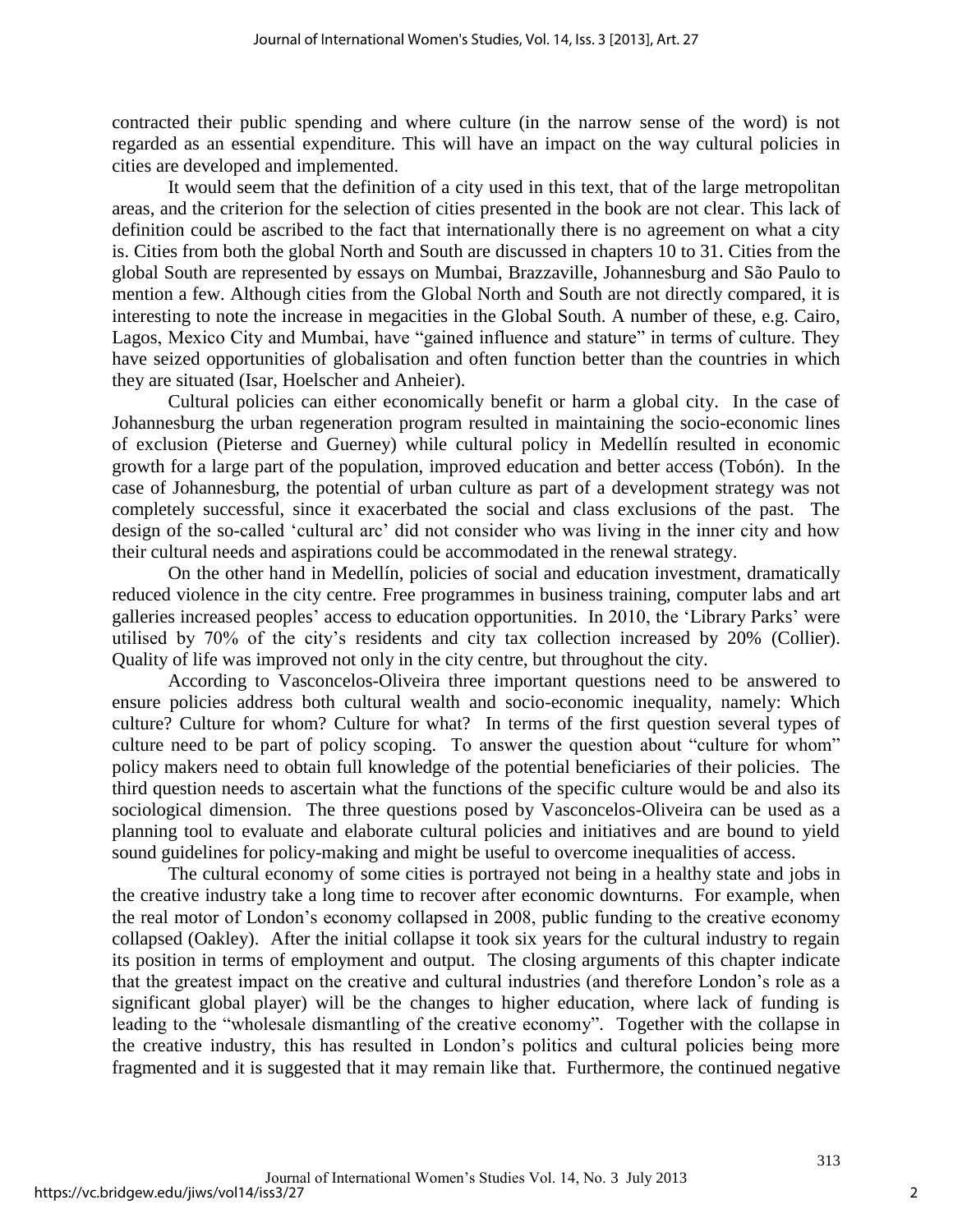contracted their public spending and where culture (in the narrow sense of the word) is not regarded as an essential expenditure. This will have an impact on the way cultural policies in cities are developed and implemented.

It would seem that the definition of a city used in this text, that of the large metropolitan areas, and the criterion for the selection of cities presented in the book are not clear. This lack of definition could be ascribed to the fact that internationally there is no agreement on what a city is. Cities from both the global North and South are discussed in chapters 10 to 31. Cities from the global South are represented by essays on Mumbai, Brazzaville, Johannesburg and São Paulo to mention a few. Although cities from the Global North and South are not directly compared, it is interesting to note the increase in megacities in the Global South. A number of these, e.g. Cairo, Lagos, Mexico City and Mumbai, have "gained influence and stature" in terms of culture. They have seized opportunities of globalisation and often function better than the countries in which they are situated (Isar, Hoelscher and Anheier).

Cultural policies can either economically benefit or harm a global city. In the case of Johannesburg the urban regeneration program resulted in maintaining the socio-economic lines of exclusion (Pieterse and Guerney) while cultural policy in Medellín resulted in economic growth for a large part of the population, improved education and better access (Tobón). In the case of Johannesburg, the potential of urban culture as part of a development strategy was not completely successful, since it exacerbated the social and class exclusions of the past. The design of the so-called 'cultural arc' did not consider who was living in the inner city and how their cultural needs and aspirations could be accommodated in the renewal strategy.

On the other hand in Medellín, policies of social and education investment, dramatically reduced violence in the city centre. Free programmes in business training, computer labs and art galleries increased peoples' access to education opportunities. In 2010, the 'Library Parks' were utilised by 70% of the city's residents and city tax collection increased by 20% (Collier). Quality of life was improved not only in the city centre, but throughout the city.

According to Vasconcelos-Oliveira three important questions need to be answered to ensure policies address both cultural wealth and socio-economic inequality, namely: Which culture? Culture for whom? Culture for what? In terms of the first question several types of culture need to be part of policy scoping. To answer the question about "culture for whom" policy makers need to obtain full knowledge of the potential beneficiaries of their policies. The third question needs to ascertain what the functions of the specific culture would be and also its sociological dimension. The three questions posed by Vasconcelos-Oliveira can be used as a planning tool to evaluate and elaborate cultural policies and initiatives and are bound to yield sound guidelines for policy-making and might be useful to overcome inequalities of access.

The cultural economy of some cities is portrayed not being in a healthy state and jobs in the creative industry take a long time to recover after economic downturns. For example, when the real motor of London's economy collapsed in 2008, public funding to the creative economy collapsed (Oakley). After the initial collapse it took six years for the cultural industry to regain its position in terms of employment and output. The closing arguments of this chapter indicate that the greatest impact on the creative and cultural industries (and therefore London's role as a significant global player) will be the changes to higher education, where lack of funding is leading to the "wholesale dismantling of the creative economy". Together with the collapse in the creative industry, this has resulted in London's politics and cultural policies being more fragmented and it is suggested that it may remain like that. Furthermore, the continued negative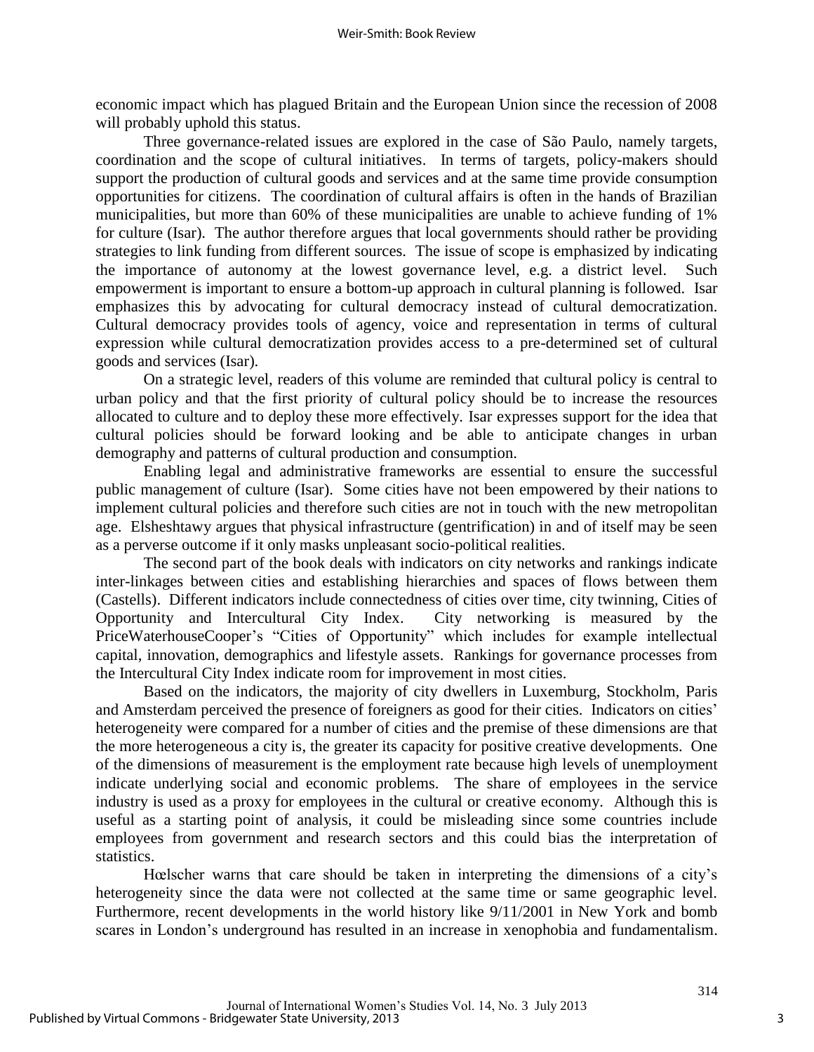economic impact which has plagued Britain and the European Union since the recession of 2008 will probably uphold this status.

Three governance-related issues are explored in the case of São Paulo, namely targets, coordination and the scope of cultural initiatives. In terms of targets, policy-makers should support the production of cultural goods and services and at the same time provide consumption opportunities for citizens. The coordination of cultural affairs is often in the hands of Brazilian municipalities, but more than 60% of these municipalities are unable to achieve funding of 1% for culture (Isar). The author therefore argues that local governments should rather be providing strategies to link funding from different sources. The issue of scope is emphasized by indicating the importance of autonomy at the lowest governance level, e.g. a district level. Such empowerment is important to ensure a bottom-up approach in cultural planning is followed. Isar emphasizes this by advocating for cultural democracy instead of cultural democratization. Cultural democracy provides tools of agency, voice and representation in terms of cultural expression while cultural democratization provides access to a pre-determined set of cultural goods and services (Isar).

On a strategic level, readers of this volume are reminded that cultural policy is central to urban policy and that the first priority of cultural policy should be to increase the resources allocated to culture and to deploy these more effectively. Isar expresses support for the idea that cultural policies should be forward looking and be able to anticipate changes in urban demography and patterns of cultural production and consumption.

Enabling legal and administrative frameworks are essential to ensure the successful public management of culture (Isar). Some cities have not been empowered by their nations to implement cultural policies and therefore such cities are not in touch with the new metropolitan age. Elsheshtawy argues that physical infrastructure (gentrification) in and of itself may be seen as a perverse outcome if it only masks unpleasant socio-political realities.

The second part of the book deals with indicators on city networks and rankings indicate inter-linkages between cities and establishing hierarchies and spaces of flows between them (Castells). Different indicators include connectedness of cities over time, city twinning, Cities of Opportunity and Intercultural City Index. City networking is measured by the PriceWaterhouseCooper's "Cities of Opportunity" which includes for example intellectual capital, innovation, demographics and lifestyle assets. Rankings for governance processes from the Intercultural City Index indicate room for improvement in most cities.

Based on the indicators, the majority of city dwellers in Luxemburg, Stockholm, Paris and Amsterdam perceived the presence of foreigners as good for their cities. Indicators on cities' heterogeneity were compared for a number of cities and the premise of these dimensions are that the more heterogeneous a city is, the greater its capacity for positive creative developments. One of the dimensions of measurement is the employment rate because high levels of unemployment indicate underlying social and economic problems. The share of employees in the service industry is used as a proxy for employees in the cultural or creative economy. Although this is useful as a starting point of analysis, it could be misleading since some countries include employees from government and research sectors and this could bias the interpretation of statistics.

Hœlscher warns that care should be taken in interpreting the dimensions of a city's heterogeneity since the data were not collected at the same time or same geographic level. Furthermore, recent developments in the world history like 9/11/2001 in New York and bomb scares in London's underground has resulted in an increase in xenophobia and fundamentalism.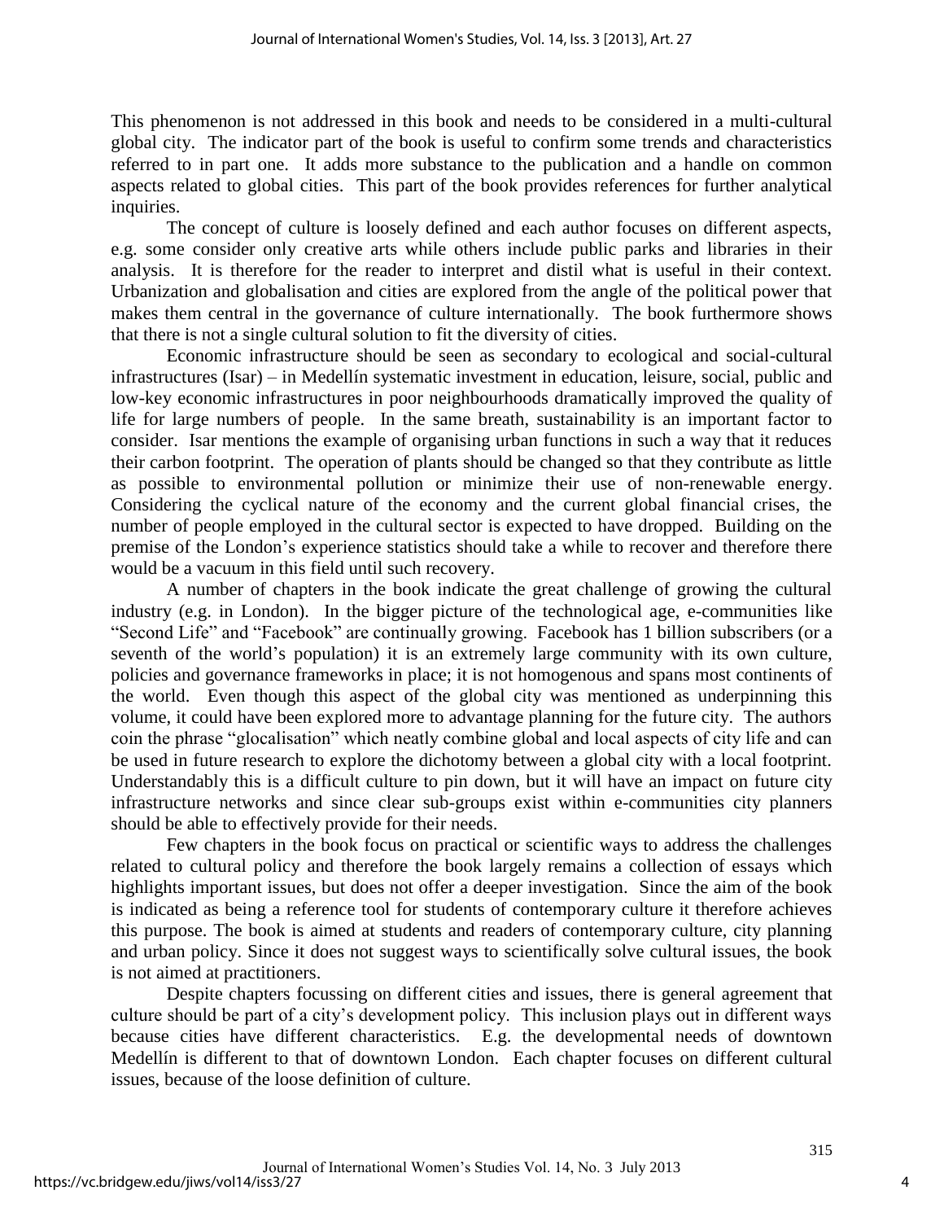This phenomenon is not addressed in this book and needs to be considered in a multi-cultural global city. The indicator part of the book is useful to confirm some trends and characteristics referred to in part one. It adds more substance to the publication and a handle on common aspects related to global cities. This part of the book provides references for further analytical inquiries.

The concept of culture is loosely defined and each author focuses on different aspects, e.g. some consider only creative arts while others include public parks and libraries in their analysis. It is therefore for the reader to interpret and distil what is useful in their context. Urbanization and globalisation and cities are explored from the angle of the political power that makes them central in the governance of culture internationally. The book furthermore shows that there is not a single cultural solution to fit the diversity of cities.

Economic infrastructure should be seen as secondary to ecological and social-cultural infrastructures (Isar) – in Medellín systematic investment in education, leisure, social, public and low-key economic infrastructures in poor neighbourhoods dramatically improved the quality of life for large numbers of people. In the same breath, sustainability is an important factor to consider. Isar mentions the example of organising urban functions in such a way that it reduces their carbon footprint. The operation of plants should be changed so that they contribute as little as possible to environmental pollution or minimize their use of non-renewable energy. Considering the cyclical nature of the economy and the current global financial crises, the number of people employed in the cultural sector is expected to have dropped. Building on the premise of the London's experience statistics should take a while to recover and therefore there would be a vacuum in this field until such recovery.

A number of chapters in the book indicate the great challenge of growing the cultural industry (e.g. in London). In the bigger picture of the technological age, e-communities like "Second Life" and "Facebook" are continually growing. Facebook has 1 billion subscribers (or a seventh of the world's population) it is an extremely large community with its own culture, policies and governance frameworks in place; it is not homogenous and spans most continents of the world. Even though this aspect of the global city was mentioned as underpinning this volume, it could have been explored more to advantage planning for the future city. The authors coin the phrase "glocalisation" which neatly combine global and local aspects of city life and can be used in future research to explore the dichotomy between a global city with a local footprint. Understandably this is a difficult culture to pin down, but it will have an impact on future city infrastructure networks and since clear sub-groups exist within e-communities city planners should be able to effectively provide for their needs.

Few chapters in the book focus on practical or scientific ways to address the challenges related to cultural policy and therefore the book largely remains a collection of essays which highlights important issues, but does not offer a deeper investigation. Since the aim of the book is indicated as being a reference tool for students of contemporary culture it therefore achieves this purpose. The book is aimed at students and readers of contemporary culture, city planning and urban policy. Since it does not suggest ways to scientifically solve cultural issues, the book is not aimed at practitioners.

Despite chapters focussing on different cities and issues, there is general agreement that culture should be part of a city's development policy. This inclusion plays out in different ways because cities have different characteristics. E.g. the developmental needs of downtown Medellín is different to that of downtown London. Each chapter focuses on different cultural issues, because of the loose definition of culture.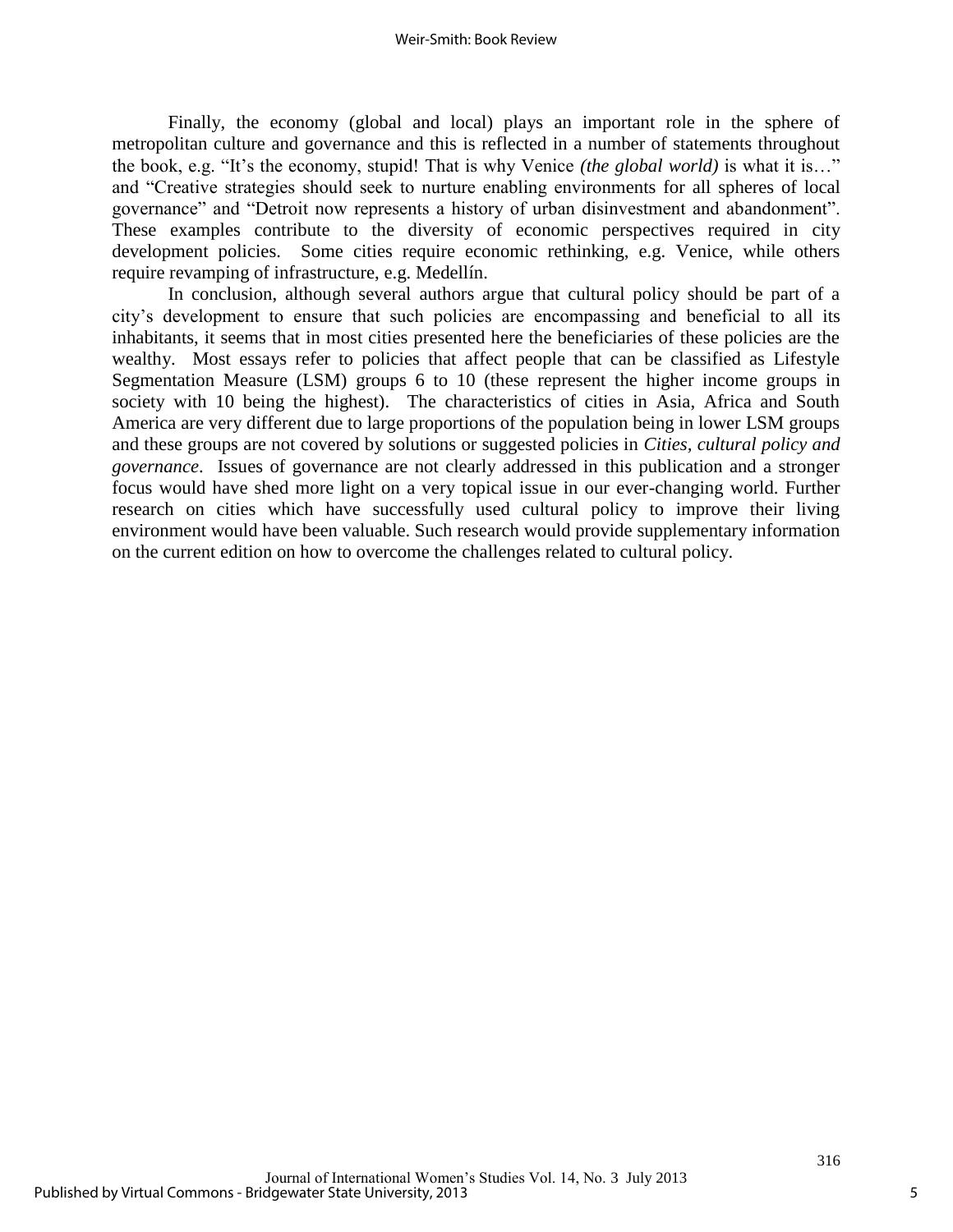Finally, the economy (global and local) plays an important role in the sphere of metropolitan culture and governance and this is reflected in a number of statements throughout the book, e.g. "It's the economy, stupid! That is why Venice *(the global world)* is what it is…" and "Creative strategies should seek to nurture enabling environments for all spheres of local governance" and "Detroit now represents a history of urban disinvestment and abandonment". These examples contribute to the diversity of economic perspectives required in city development policies. Some cities require economic rethinking, e.g. Venice, while others require revamping of infrastructure, e.g. Medellín.

In conclusion, although several authors argue that cultural policy should be part of a city's development to ensure that such policies are encompassing and beneficial to all its inhabitants, it seems that in most cities presented here the beneficiaries of these policies are the wealthy. Most essays refer to policies that affect people that can be classified as Lifestyle Segmentation Measure (LSM) groups 6 to 10 (these represent the higher income groups in society with 10 being the highest). The characteristics of cities in Asia, Africa and South America are very different due to large proportions of the population being in lower LSM groups and these groups are not covered by solutions or suggested policies in *Cities, cultural policy and governance*. Issues of governance are not clearly addressed in this publication and a stronger focus would have shed more light on a very topical issue in our ever-changing world. Further research on cities which have successfully used cultural policy to improve their living environment would have been valuable. Such research would provide supplementary information on the current edition on how to overcome the challenges related to cultural policy.